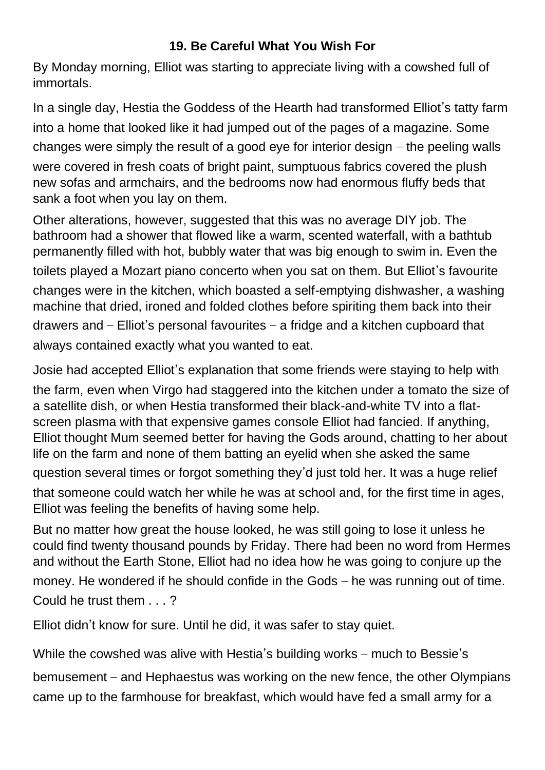### 19. Be Careful What You Wish For

By Monday morning, Elliot was starting to appreciate living with a cowshed full of immortals.

In a single day, Hestia the Goddess of the Hearth had transformed Elliot's tatty farm into a home that looked like it had jumped out of the pages of a magazine. Some changes were simply the result of a good eye for interior design – the peeling walls were covered in fresh coats of bright paint, sumptuous fabrics covered the plush new sofas and armchairs, and the bedrooms now had enormous fluffy beds that sank a foot when you lay on them.

Other alterations, however, suggested that this was no average DIY job. The bathroom had a shower that flowed like a warm, scented waterfall, with a bathtub permanently filled with hot, bubbly water that was big enough to swim in. Even the toilets played a Mozart piano concerto when you sat on them. But Elliot's favourite changes were in the kitchen, which boasted a self-emptying dishwasher, a washing machine that dried, ironed and folded clothes before spiriting them back into their drawers and – Elliot's personal favourites – a fridge and a kitchen cupboard that always contained exactly what you wanted to eat.

Josie had accepted Elliot's explanation that some friends were staying to help with the farm, even when Virgo had staggered into the kitchen under a tomato the size of a satellite dish, or when Hestia transformed their black-and-white TV into a flat-screen plasma with that expensive games console Elliot had fancied. If anything, Elliot thought Mum seemed better for having the Gods around, chatting to her about life on the farm and none of them batting an eyelid when she asked the same question several times or forgot something they'd just told her. It was a huge relief that someone could watch her while he was at school and, for the first time in ages, Elliot was feeling the benefits of having some help.

But no matter how great the house looked, he was still going to lose it unless he could find twenty thousand pounds by Friday. There had been no word from Hermes and without the Earth Stone, Elliot had no idea how he was going to conjure up the money. He wondered if he should confide in the Gods – he was running out of time. Could he trust them . . . ?

Elliot didn't know for sure. Until he did, it was safer to stay quiet.

While the cowshed was alive with Hestia's building works – much to Bessie's bemusement – and Hephaestus was working on the new fence, the other Olympians came up to the farmhouse for breakfast, which would have fed a small army for a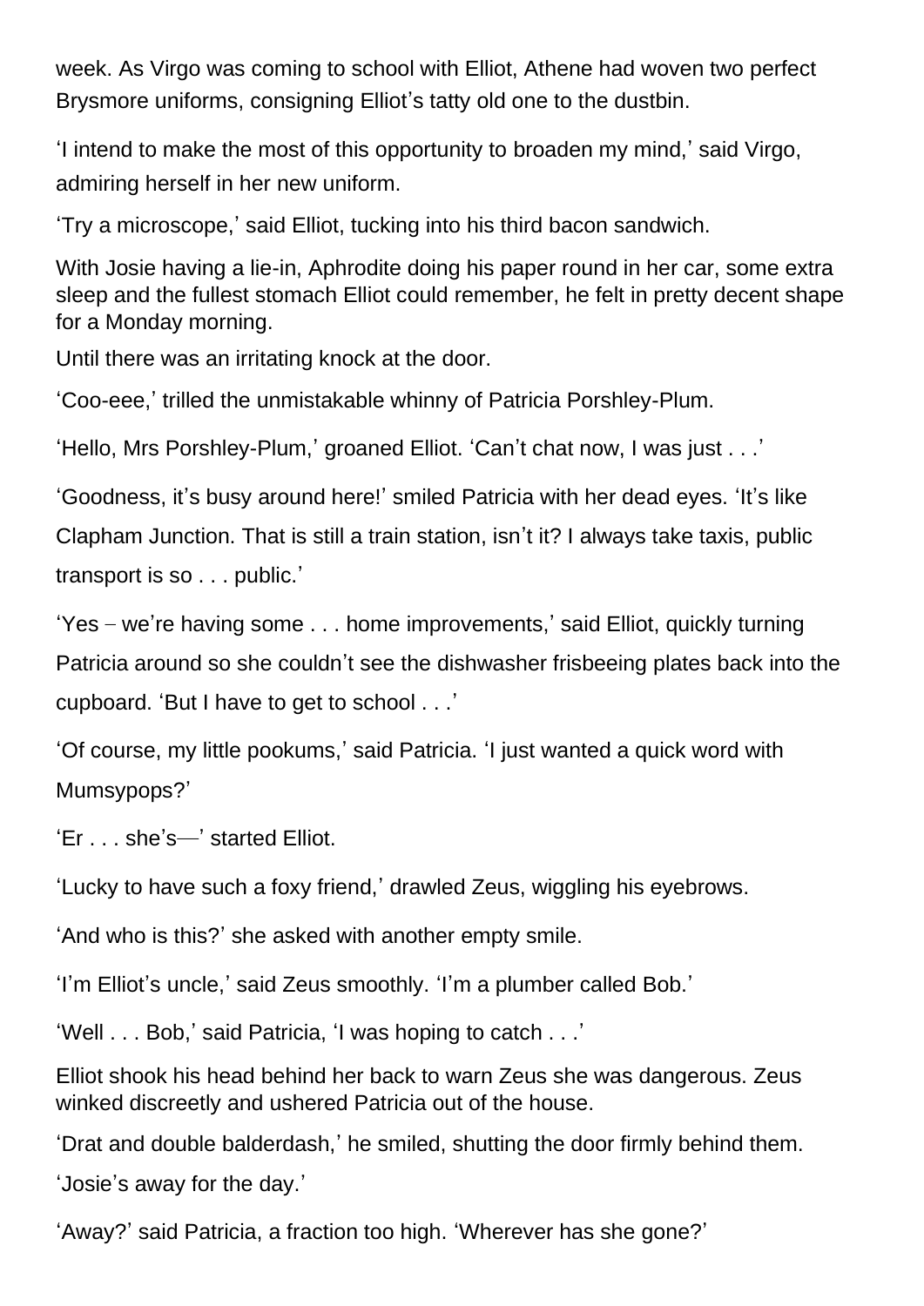week. As Virgo was coming to school with Elliot, Athene had woven two perfect Brysmore uniforms, consigning Elliot's tatty old one to the dustbin.

'I intend to make the most of this opportunity to broaden my mind,' said Virgo, admiring herself in her new uniform.

'Try a microscope,' said Elliot, tucking into his third bacon sandwich.

With Josie having a lie-in, Aphrodite doing his paper round in her car, some extra sleep and the fullest stomach Elliot could remember, he felt in pretty decent shape for a Monday morning.

Until there was an irritating knock at the door.

'Coo-eee,' trilled the unmistakable whinny of Patricia Porshley-Plum.

'Hello, Mrs Porshley-Plum,' groaned Elliot. 'Can't chat now, I was just . . .'

'Goodness, it's busy around here!' smiled Patricia with her dead eyes. 'It's like Clapham Junction. That is still a train station, isn't it? I always take taxis, public transport is so . . . public.'

'Yes – we're having some . . . home improvements,' said Elliot, quickly turning Patricia around so she couldn't see the dishwasher frisbeeing plates back into the cupboard. 'But I have to get to school . . .'

'Of course, my little pookums,' said Patricia. 'I just wanted a quick word with Mumsypops?'

'Er . . . she's—' started Elliot.

'Lucky to have such a foxy friend,' drawled Zeus, wiggling his eyebrows.

'And who is this?' she asked with another empty smile.

'I'm Elliot's uncle,' said Zeus smoothly. 'I'm a plumber called Bob.'

'Well . . . Bob,' said Patricia, 'I was hoping to catch . . .'

Elliot shook his head behind her back to warn Zeus she was dangerous. Zeus winked discreetly and ushered Patricia out of the house.

'Drat and double balderdash,' he smiled, shutting the door firmly behind them. 'Josie's away for the day.'

'Away?' said Patricia, a fraction too high. 'Wherever has she gone?'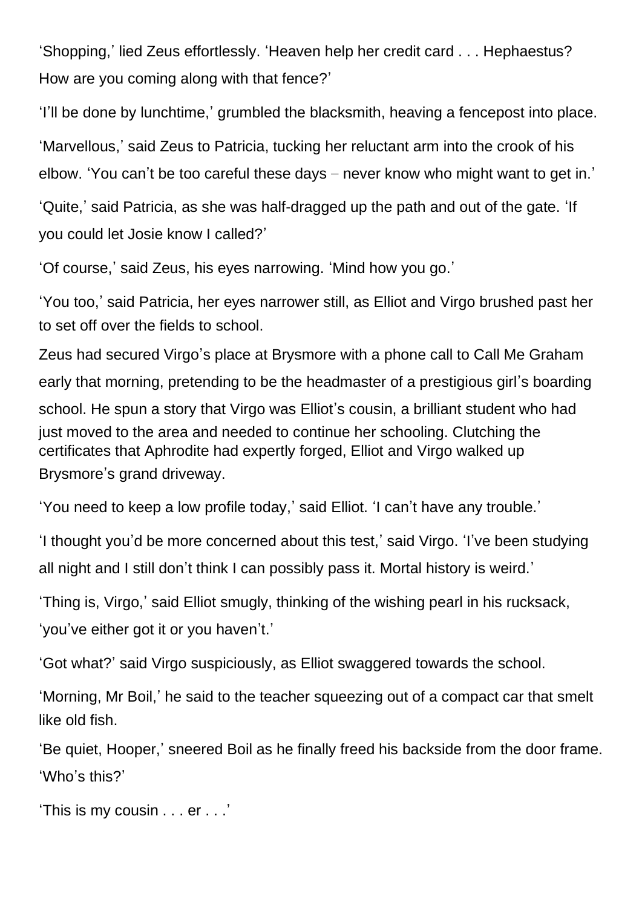'Shopping,' lied Zeus effortlessly. 'Heaven help her credit card . . . Hephaestus? How are you coming along with that fence?'

'I'll be done by lunchtime,' grumbled the blacksmith, heaving a fencepost into place.

'Marvellous,' said Zeus to Patricia, tucking her reluctant arm into the crook of his elbow. 'You can't be too careful these days – never know who might want to get in.'

'Quite,' said Patricia, as she was half-dragged up the path and out of the gate. 'If you could let Josie know I called?'

'Of course,' said Zeus, his eyes narrowing. 'Mind how you go.'

'You too,' said Patricia, her eyes narrower still, as Elliot and Virgo brushed past her to set off over the fields to school.

Zeus had secured Virgo's place at Brysmore with a phone call to Call Me Graham early that morning, pretending to be the headmaster of a prestigious girl's boarding school. He spun a story that Virgo was Elliot's cousin, a brilliant student who had just moved to the area and needed to continue her schooling. Clutching the certificates that Aphrodite had expertly forged, Elliot and Virgo walked up Brysmore's grand driveway.

'You need to keep a low profile today,' said Elliot. 'I can't have any trouble.'

'I thought you'd be more concerned about this test,' said Virgo. 'I've been studying all night and I still don't think I can possibly pass it. Mortal history is weird.'

'Thing is, Virgo,' said Elliot smugly, thinking of the wishing pearl in his rucksack, 'you've either got it or you haven't.'

'Got what?' said Virgo suspiciously, as Elliot swaggered towards the school.

'Morning, Mr Boil,' he said to the teacher squeezing out of a compact car that smelt like old fish.

'Be quiet, Hooper,' sneered Boil as he finally freed his backside from the door frame. 'Who's this?'

'This is my cousin . . . er . . .'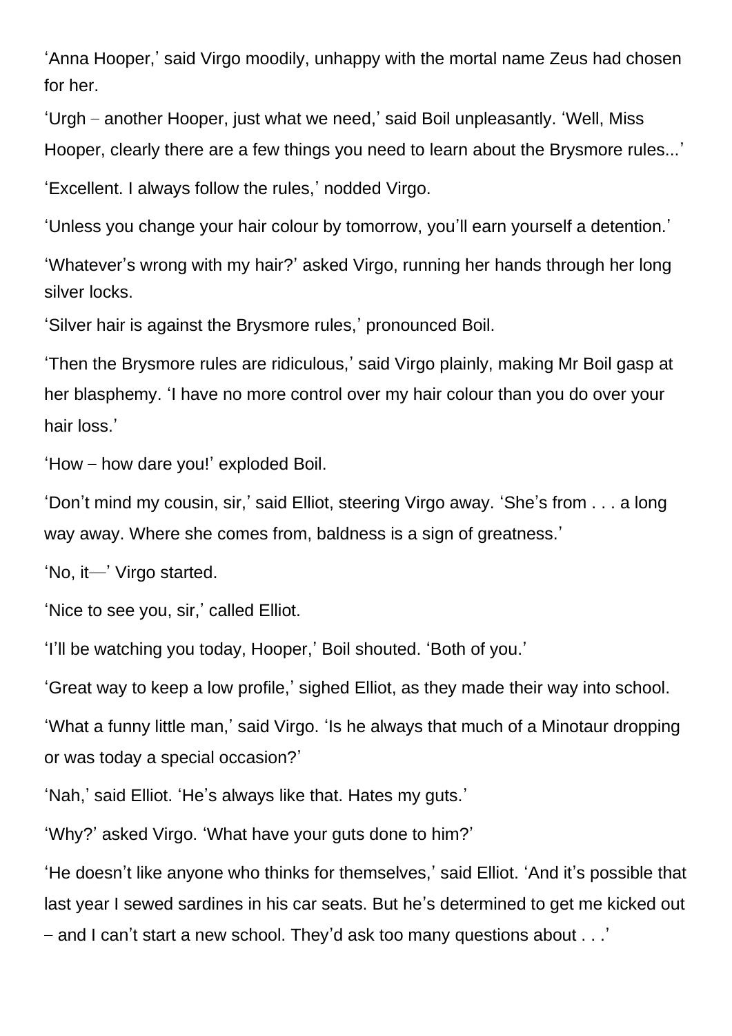'Anna Hooper,' said Virgo moodily, unhappy with the mortal name Zeus had chosen for her.

'Urgh – another Hooper, just what we need,' said Boil unpleasantly. 'Well, Miss Hooper, clearly there are a few things you need to learn about the Brysmore rules...'

'Excellent. I always follow the rules,' nodded Virgo.

'Unless you change your hair colour by tomorrow, you'll earn yourself a detention.'

'Whatever's wrong with my hair?' asked Virgo, running her hands through her long silver locks.

'Silver hair is against the Brysmore rules,' pronounced Boil.

'Then the Brysmore rules are ridiculous,' said Virgo plainly, making Mr Boil gasp at her blasphemy. 'I have no more control over my hair colour than you do over your hair loss.'

'How – how dare you!' exploded Boil.

'Don't mind my cousin, sir,' said Elliot, steering Virgo away. 'She's from . . . a long way away. Where she comes from, baldness is a sign of greatness.'

'No, it—' Virgo started.

'Nice to see you, sir,' called Elliot.

'I'll be watching you today, Hooper,' Boil shouted. 'Both of you.'

'Great way to keep a low profile,' sighed Elliot, as they made their way into school.

'What a funny little man,' said Virgo. 'Is he always that much of a Minotaur dropping or was today a special occasion?'

'Nah,' said Elliot. 'He's always like that. Hates my guts.'

'Why?' asked Virgo. 'What have your guts done to him?'

'He doesn't like anyone who thinks for themselves,' said Elliot. 'And it's possible that last year I sewed sardines in his car seats. But he's determined to get me kicked out – and I can't start a new school. They'd ask too many questions about . . .'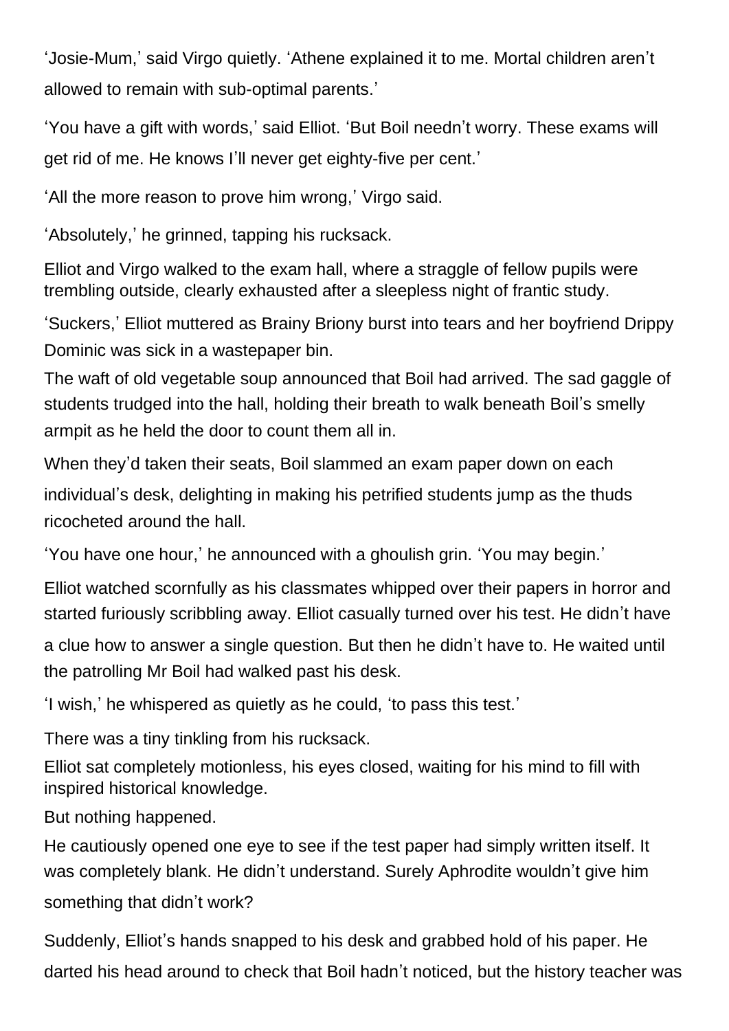'Josie-Mum,' said Virgo quietly. 'Athene explained it to me. Mortal children aren't allowed to remain with sub-optimal parents.'

'You have a gift with words,' said Elliot. 'But Boil needn't worry. These exams will get rid of me. He knows I'll never get eighty-five per cent.'

'All the more reason to prove him wrong,' Virgo said.

'Absolutely,' he grinned, tapping his rucksack.

Elliot and Virgo walked to the exam hall, where a straggle of fellow pupils were trembling outside, clearly exhausted after a sleepless night of frantic study.

'Suckers,' Elliot muttered as Brainy Briony burst into tears and her boyfriend Drippy Dominic was sick in a wastepaper bin.

The waft of old vegetable soup announced that Boil had arrived. The sad gaggle of students trudged into the hall, holding their breath to walk beneath Boil's smelly armpit as he held the door to count them all in.

When they'd taken their seats, Boil slammed an exam paper down on each individual's desk, delighting in making his petrified students jump as the thuds ricocheted around the hall.

'You have one hour,' he announced with a ghoulish grin. 'You may begin.'

Elliot watched scornfully as his classmates whipped over their papers in horror and started furiously scribbling away. Elliot casually turned over his test. He didn't have a clue how to answer a single question. But then he didn't have to. He waited until the patrolling Mr Boil had walked past his desk.

'I wish,' he whispered as quietly as he could, 'to pass this test.'

There was a tiny tinkling from his rucksack.

Elliot sat completely motionless, his eyes closed, waiting for his mind to fill with inspired historical knowledge.

But nothing happened.

He cautiously opened one eye to see if the test paper had simply written itself. It was completely blank. He didn't understand. Surely Aphrodite wouldn't give him something that didn't work?

Suddenly, Elliot's hands snapped to his desk and grabbed hold of his paper. He darted his head around to check that Boil hadn't noticed, but the history teacher was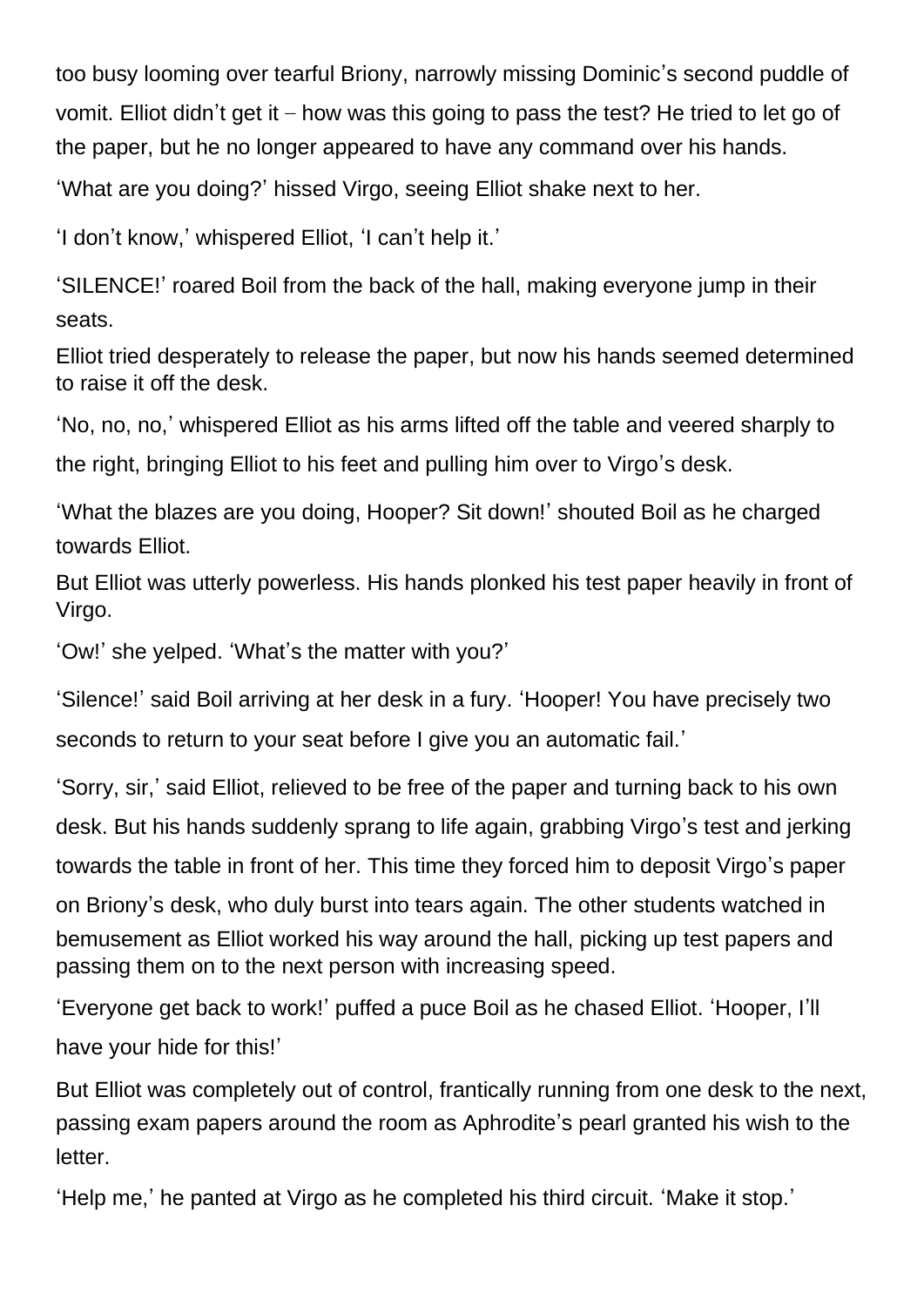too busy looming over tearful Briony, narrowly missing Dominic's second puddle of vomit. Elliot didn't get it – how was this going to pass the test? He tried to let go of the paper, but he no longer appeared to have any command over his hands.

'What are you doing?' hissed Virgo, seeing Elliot shake next to her.

'I don't know,' whispered Elliot, 'I can't help it.'

'SILENCE!' roared Boil from the back of the hall, making everyone jump in their seats.

Elliot tried desperately to release the paper, but now his hands seemed determined to raise it off the desk.

'No, no, no,' whispered Elliot as his arms lifted off the table and veered sharply to the right, bringing Elliot to his feet and pulling him over to Virgo's desk.

'What the blazes are you doing, Hooper? Sit down!' shouted Boil as he charged towards Elliot.

But Elliot was utterly powerless. His hands plonked his test paper heavily in front of Virgo.

'Ow!' she yelped. 'What's the matter with you?'

'Silence!' said Boil arriving at her desk in a fury. 'Hooper! You have precisely two seconds to return to your seat before I give you an automatic fail.'

'Sorry, sir,' said Elliot, relieved to be free of the paper and turning back to his own desk. But his hands suddenly sprang to life again, grabbing Virgo's test and jerking towards the table in front of her. This time they forced him to deposit Virgo's paper on Briony's desk, who duly burst into tears again. The other students watched in bemusement as Elliot worked his way around the hall, picking up test papers and passing them on to the next person with increasing speed.

'Everyone get back to work!' puffed a puce Boil as he chased Elliot. 'Hooper, I'll have your hide for this!'

But Elliot was completely out of control, frantically running from one desk to the next, passing exam papers around the room as Aphrodite's pearl granted his wish to the letter.

'Help me,' he panted at Virgo as he completed his third circuit. 'Make it stop.'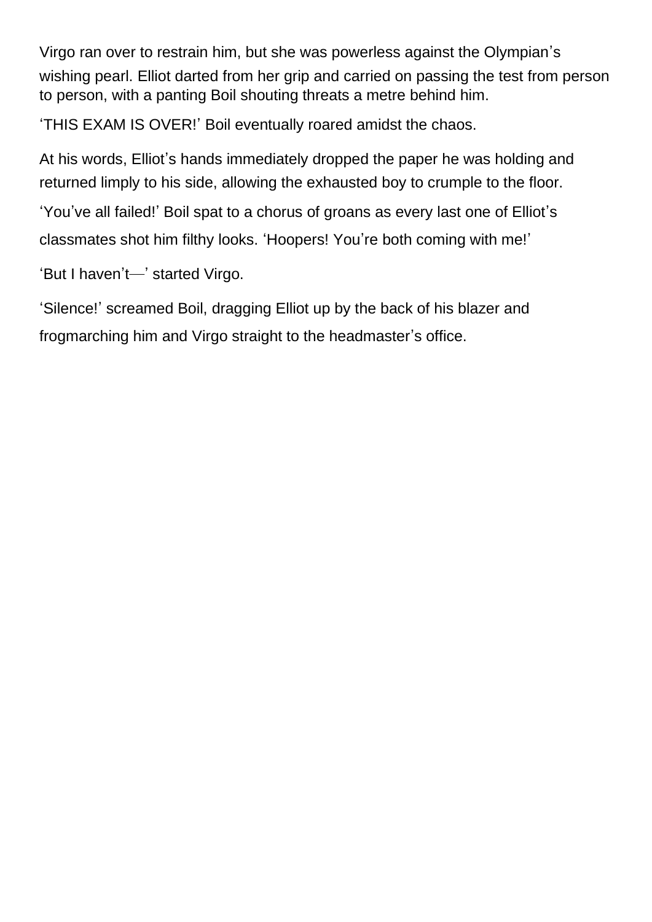Virgo ran over to restrain him, but she was powerless against the Olympian's wishing pearl. Elliot darted from her grip and carried on passing the test from person to person, with a panting Boil shouting threats a metre behind him.

'THIS EXAM IS OVER!' Boil eventually roared amidst the chaos.

At his words, Elliot's hands immediately dropped the paper he was holding and returned limply to his side, allowing the exhausted boy to crumple to the floor.

'You've all failed!' Boil spat to a chorus of groans as every last one of Elliot's classmates shot him filthy looks. 'Hoopers! You're both coming with me!'

'But I haven't—' started Virgo.

'Silence!' screamed Boil, dragging Elliot up by the back of his blazer and frogmarching him and Virgo straight to the headmaster's office.